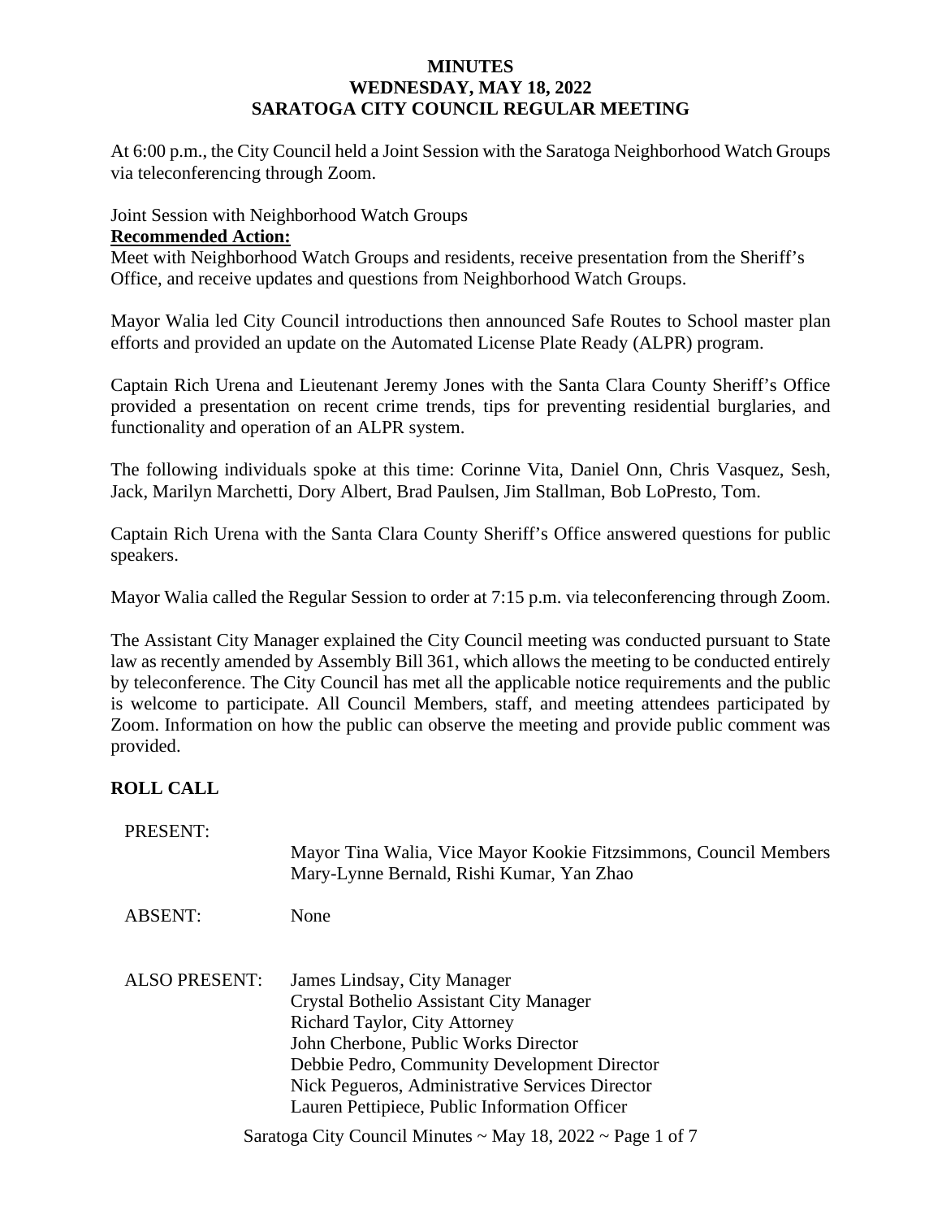# MINUTES
## WEDNESDAY, MAY 18, 2022
## SARATOGA CITY COUNCIL REGULAR MEETING

At 6:00 p.m., the City Council held a Joint Session with the Saratoga Neighborhood Watch Groups via teleconferencing through Zoom.

Joint Session with Neighborhood Watch Groups

**Recommended Action:**

Meet with Neighborhood Watch Groups and residents, receive presentation from the Sheriff's Office, and receive updates and questions from Neighborhood Watch Groups.

Mayor Walia led City Council introductions then announced Safe Routes to School master plan efforts and provided an update on the Automated License Plate Ready (ALPR) program.

Captain Rich Urena and Lieutenant Jeremy Jones with the Santa Clara County Sheriff's Office provided a presentation on recent crime trends, tips for preventing residential burglaries, and functionality and operation of an ALPR system.

The following individuals spoke at this time: Corinne Vita, Daniel Onn, Chris Vasquez, Sesh, Jack, Marilyn Marchetti, Dory Albert, Brad Paulsen, Jim Stallman, Bob LoPresto, Tom.

Captain Rich Urena with the Santa Clara County Sheriff's Office answered questions for public speakers.

Mayor Walia called the Regular Session to order at 7:15 p.m. via teleconferencing through Zoom.

The Assistant City Manager explained the City Council meeting was conducted pursuant to State law as recently amended by Assembly Bill 361, which allows the meeting to be conducted entirely by teleconference. The City Council has met all the applicable notice requirements and the public is welcome to participate. All Council Members, staff, and meeting attendees participated by Zoom. Information on how the public can observe the meeting and provide public comment was provided.

## ROLL CALL

PRESENT: Mayor Tina Walia, Vice Mayor Kookie Fitzsimmons, Council Members Mary-Lynne Bernald, Rishi Kumar, Yan Zhao

ABSENT: None

ALSO PRESENT:
James Lindsay, City Manager
Crystal Bothelio Assistant City Manager
Richard Taylor, City Attorney
John Cherbone, Public Works Director
Debbie Pedro, Community Development Director
Nick Pegueros, Administrative Services Director
Lauren Pettipiece, Public Information Officer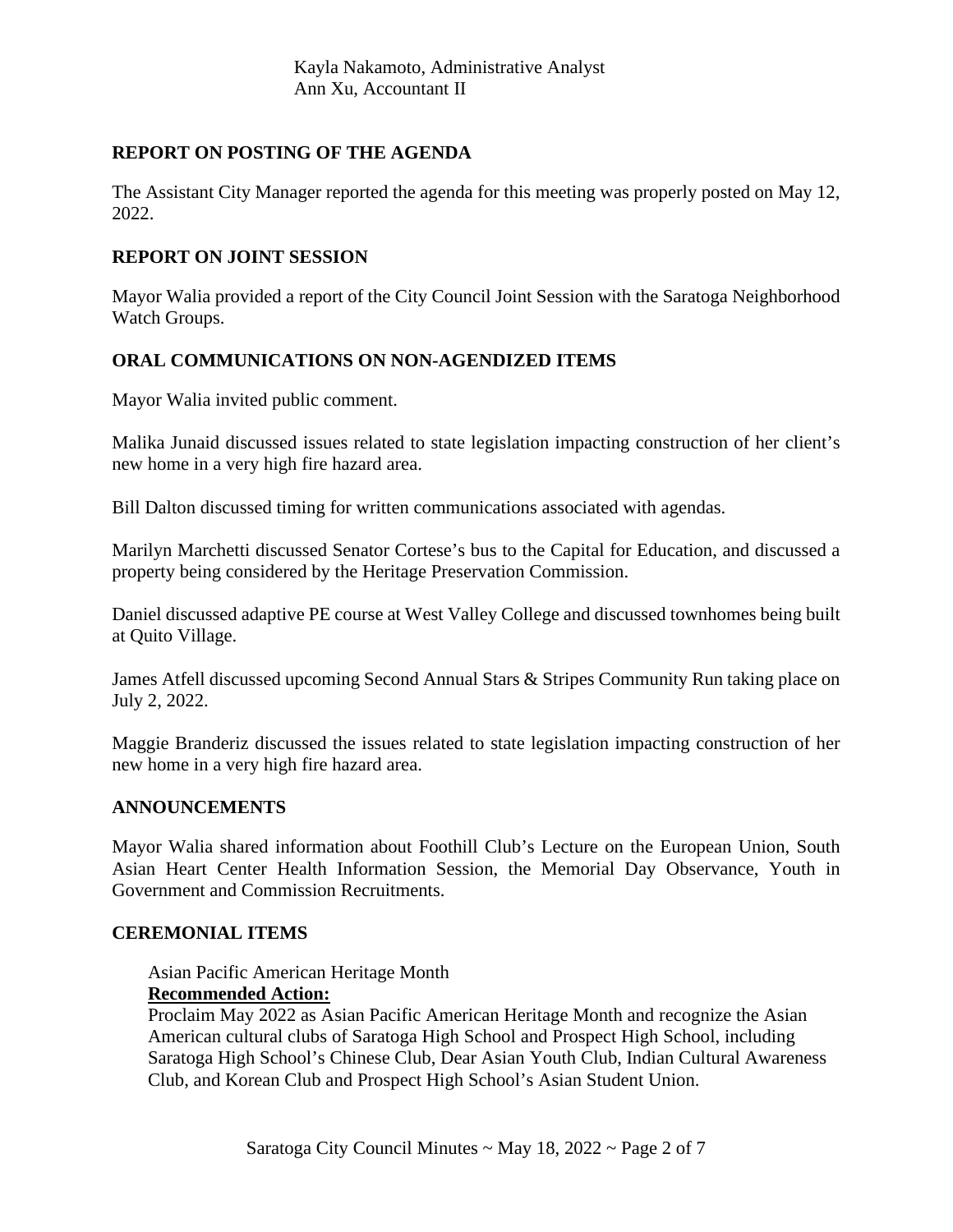Kayla Nakamoto, Administrative Analyst
Ann Xu, Accountant II

## REPORT ON POSTING OF THE AGENDA

The Assistant City Manager reported the agenda for this meeting was properly posted on May 12, 2022.

## REPORT ON JOINT SESSION

Mayor Walia provided a report of the City Council Joint Session with the Saratoga Neighborhood Watch Groups.

## ORAL COMMUNICATIONS ON NON-AGENDIZED ITEMS

Mayor Walia invited public comment.

Malika Junaid discussed issues related to state legislation impacting construction of her client's new home in a very high fire hazard area.

Bill Dalton discussed timing for written communications associated with agendas.

Marilyn Marchetti discussed Senator Cortese's bus to the Capital for Education, and discussed a property being considered by the Heritage Preservation Commission.

Daniel discussed adaptive PE course at West Valley College and discussed townhomes being built at Quito Village.

James Atfell discussed upcoming Second Annual Stars & Stripes Community Run taking place on July 2, 2022.

Maggie Branderiz discussed the issues related to state legislation impacting construction of her new home in a very high fire hazard area.

## ANNOUNCEMENTS

Mayor Walia shared information about Foothill Club's Lecture on the European Union, South Asian Heart Center Health Information Session, the Memorial Day Observance, Youth in Government and Commission Recruitments.

## CEREMONIAL ITEMS

Asian Pacific American Heritage Month
**Recommended Action:**
Proclaim May 2022 as Asian Pacific American Heritage Month and recognize the Asian American cultural clubs of Saratoga High School and Prospect High School, including Saratoga High School's Chinese Club, Dear Asian Youth Club, Indian Cultural Awareness Club, and Korean Club and Prospect High School's Asian Student Union.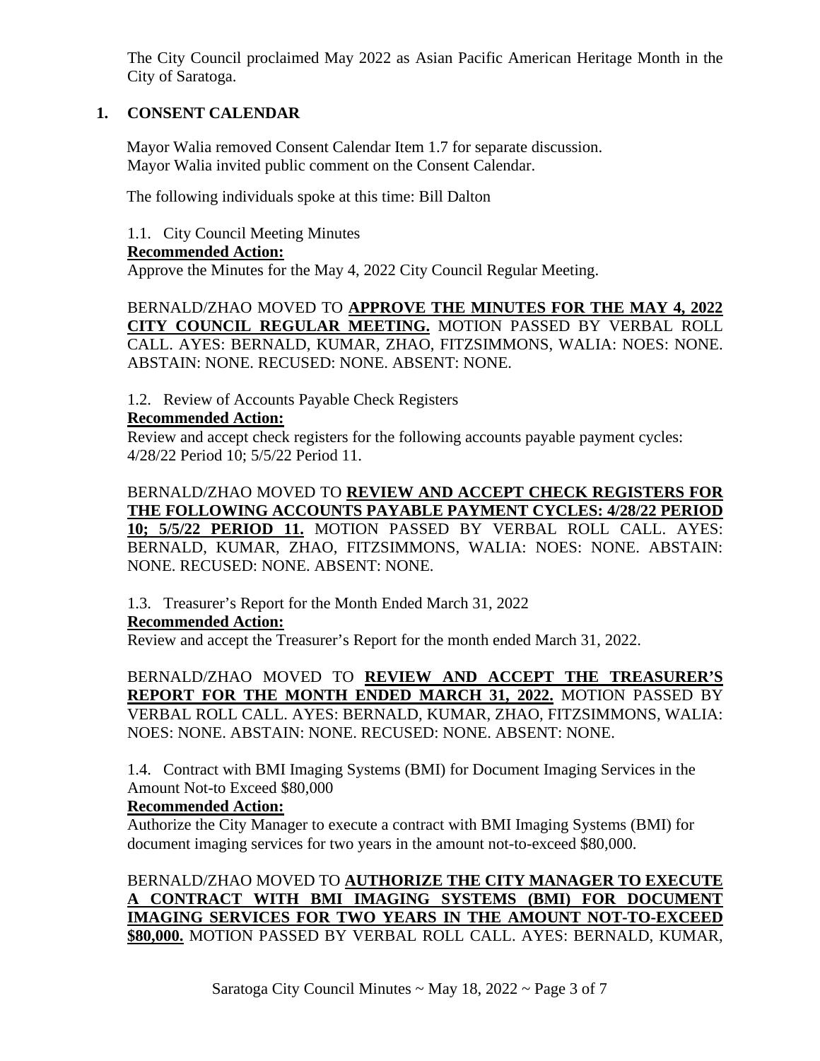The City Council proclaimed May 2022 as Asian Pacific American Heritage Month in the City of Saratoga.

## 1. CONSENT CALENDAR

Mayor Walia removed Consent Calendar Item 1.7 for separate discussion.
Mayor Walia invited public comment on the Consent Calendar.

The following individuals spoke at this time: Bill Dalton

1.1. City Council Meeting Minutes

**Recommended Action:**

Approve the Minutes for the May 4, 2022 City Council Regular Meeting.

BERNALD/ZHAO MOVED TO **APPROVE THE MINUTES FOR THE MAY 4, 2022 CITY COUNCIL REGULAR MEETING.** MOTION PASSED BY VERBAL ROLL CALL. AYES: BERNALD, KUMAR, ZHAO, FITZSIMMONS, WALIA: NOES: NONE. ABSTAIN: NONE. RECUSED: NONE. ABSENT: NONE.

1.2. Review of Accounts Payable Check Registers

**Recommended Action:**

Review and accept check registers for the following accounts payable payment cycles: 4/28/22 Period 10; 5/5/22 Period 11.

BERNALD/ZHAO MOVED TO **REVIEW AND ACCEPT CHECK REGISTERS FOR THE FOLLOWING ACCOUNTS PAYABLE PAYMENT CYCLES: 4/28/22 PERIOD 10; 5/5/22 PERIOD 11.** MOTION PASSED BY VERBAL ROLL CALL. AYES: BERNALD, KUMAR, ZHAO, FITZSIMMONS, WALIA: NOES: NONE. ABSTAIN: NONE. RECUSED: NONE. ABSENT: NONE.

1.3. Treasurer's Report for the Month Ended March 31, 2022

**Recommended Action:**

Review and accept the Treasurer's Report for the month ended March 31, 2022.

BERNALD/ZHAO MOVED TO **REVIEW AND ACCEPT THE TREASURER'S REPORT FOR THE MONTH ENDED MARCH 31, 2022.** MOTION PASSED BY VERBAL ROLL CALL. AYES: BERNALD, KUMAR, ZHAO, FITZSIMMONS, WALIA: NOES: NONE. ABSTAIN: NONE. RECUSED: NONE. ABSENT: NONE.

1.4. Contract with BMI Imaging Systems (BMI) for Document Imaging Services in the Amount Not-to Exceed $80,000

**Recommended Action:**

Authorize the City Manager to execute a contract with BMI Imaging Systems (BMI) for document imaging services for two years in the amount not-to-exceed $80,000.

BERNALD/ZHAO MOVED TO **AUTHORIZE THE CITY MANAGER TO EXECUTE A CONTRACT WITH BMI IMAGING SYSTEMS (BMI) FOR DOCUMENT IMAGING SERVICES FOR TWO YEARS IN THE AMOUNT NOT-TO-EXCEED $80,000.** MOTION PASSED BY VERBAL ROLL CALL. AYES: BERNALD, KUMAR,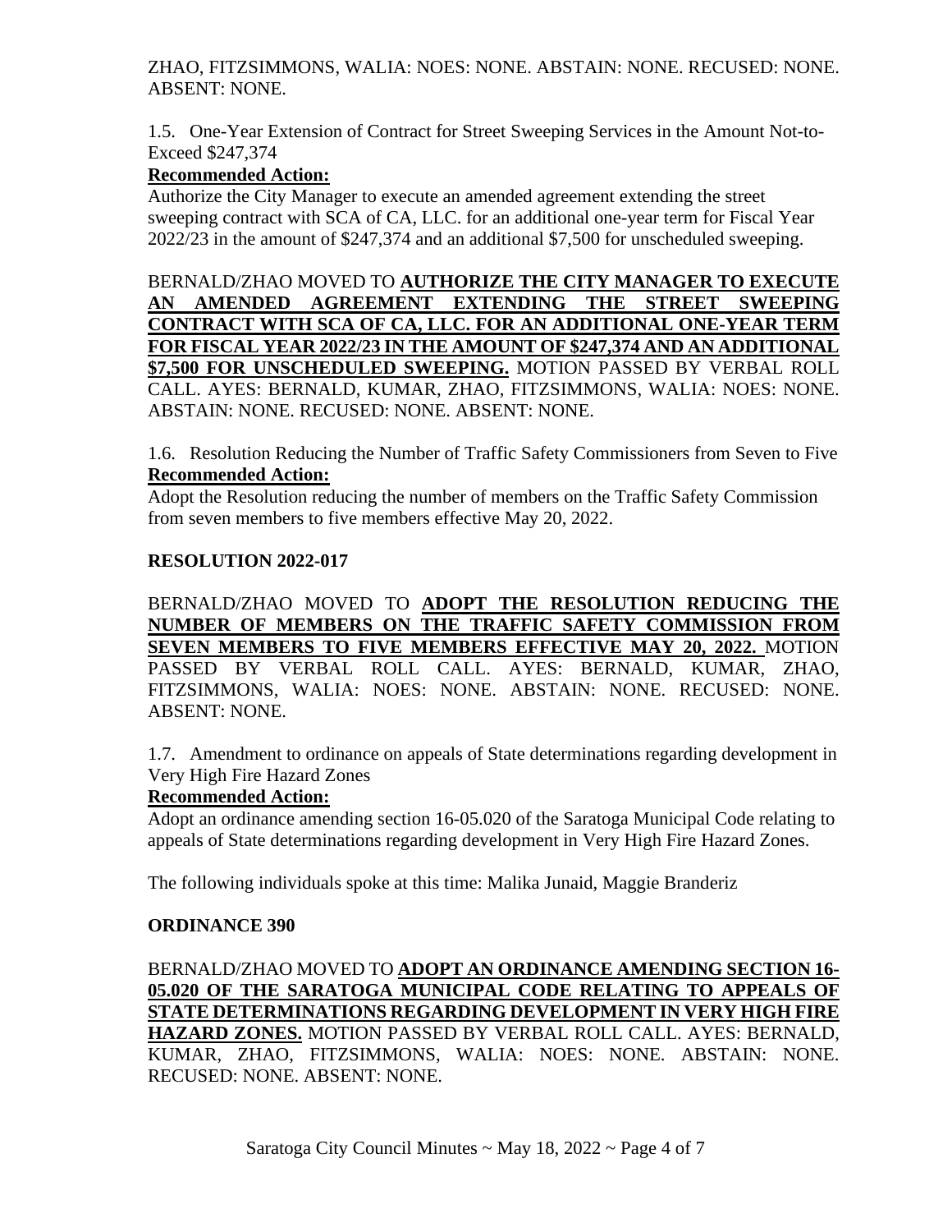ZHAO, FITZSIMMONS, WALIA: NOES: NONE. ABSTAIN: NONE. RECUSED: NONE. ABSENT: NONE.

1.5. One-Year Extension of Contract for Street Sweeping Services in the Amount Not-to-Exceed $247,374

**Recommended Action:**

Authorize the City Manager to execute an amended agreement extending the street sweeping contract with SCA of CA, LLC. for an additional one-year term for Fiscal Year 2022/23 in the amount of $247,374 and an additional $7,500 for unscheduled sweeping.

BERNALD/ZHAO MOVED TO **AUTHORIZE THE CITY MANAGER TO EXECUTE AN AMENDED AGREEMENT EXTENDING THE STREET SWEEPING CONTRACT WITH SCA OF CA, LLC. FOR AN ADDITIONAL ONE-YEAR TERM FOR FISCAL YEAR 2022/23 IN THE AMOUNT OF $247,374 AND AN ADDITIONAL $7,500 FOR UNSCHEDULED SWEEPING.** MOTION PASSED BY VERBAL ROLL CALL. AYES: BERNALD, KUMAR, ZHAO, FITZSIMMONS, WALIA: NOES: NONE. ABSTAIN: NONE. RECUSED: NONE. ABSENT: NONE.

1.6. Resolution Reducing the Number of Traffic Safety Commissioners from Seven to Five

**Recommended Action:**

Adopt the Resolution reducing the number of members on the Traffic Safety Commission from seven members to five members effective May 20, 2022.

**RESOLUTION 2022-017**

BERNALD/ZHAO MOVED TO **ADOPT THE RESOLUTION REDUCING THE NUMBER OF MEMBERS ON THE TRAFFIC SAFETY COMMISSION FROM SEVEN MEMBERS TO FIVE MEMBERS EFFECTIVE MAY 20, 2022.** MOTION PASSED BY VERBAL ROLL CALL. AYES: BERNALD, KUMAR, ZHAO, FITZSIMMONS, WALIA: NOES: NONE. ABSTAIN: NONE. RECUSED: NONE. ABSENT: NONE.

1.7. Amendment to ordinance on appeals of State determinations regarding development in Very High Fire Hazard Zones

**Recommended Action:**

Adopt an ordinance amending section 16-05.020 of the Saratoga Municipal Code relating to appeals of State determinations regarding development in Very High Fire Hazard Zones.

The following individuals spoke at this time: Malika Junaid, Maggie Branderiz

**ORDINANCE 390**

BERNALD/ZHAO MOVED TO **ADOPT AN ORDINANCE AMENDING SECTION 16-05.020 OF THE SARATOGA MUNICIPAL CODE RELATING TO APPEALS OF STATE DETERMINATIONS REGARDING DEVELOPMENT IN VERY HIGH FIRE HAZARD ZONES.** MOTION PASSED BY VERBAL ROLL CALL. AYES: BERNALD, KUMAR, ZHAO, FITZSIMMONS, WALIA: NOES: NONE. ABSTAIN: NONE. RECUSED: NONE. ABSENT: NONE.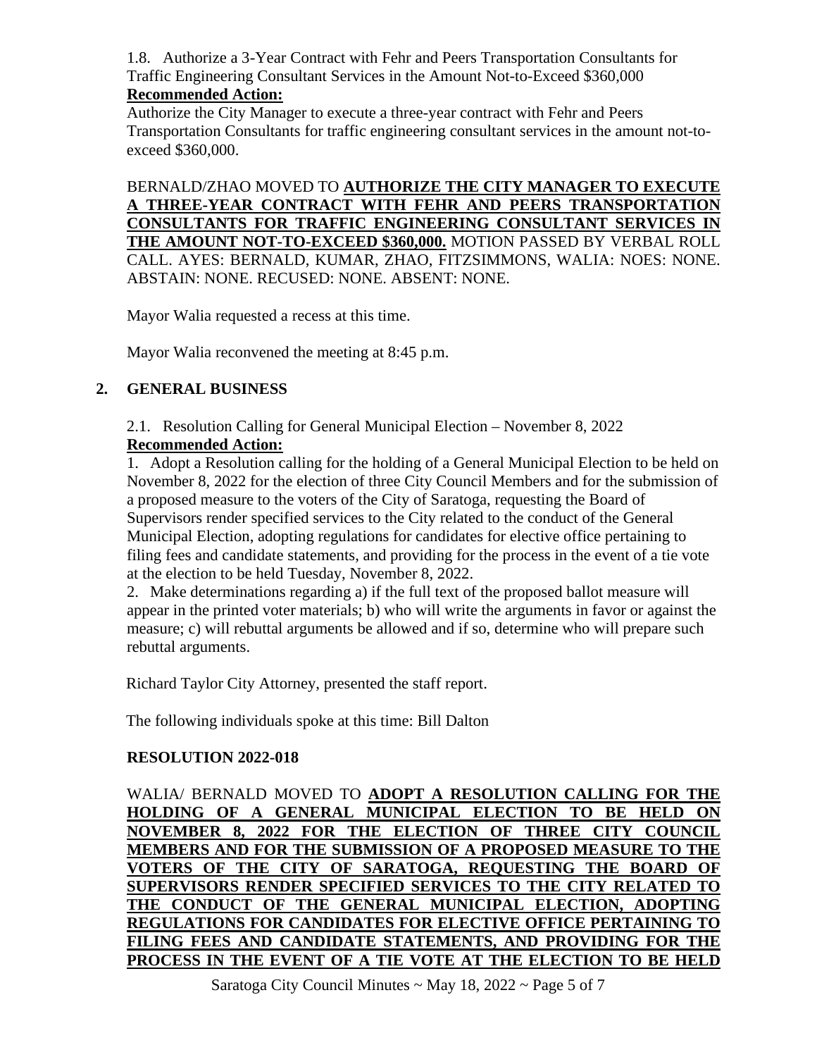1.8. Authorize a 3-Year Contract with Fehr and Peers Transportation Consultants for Traffic Engineering Consultant Services in the Amount Not-to-Exceed $360,000

**Recommended Action:**

Authorize the City Manager to execute a three-year contract with Fehr and Peers Transportation Consultants for traffic engineering consultant services in the amount not-to-exceed $360,000.

BERNALD/ZHAO MOVED TO **AUTHORIZE THE CITY MANAGER TO EXECUTE A THREE-YEAR CONTRACT WITH FEHR AND PEERS TRANSPORTATION CONSULTANTS FOR TRAFFIC ENGINEERING CONSULTANT SERVICES IN THE AMOUNT NOT-TO-EXCEED $360,000.** MOTION PASSED BY VERBAL ROLL CALL. AYES: BERNALD, KUMAR, ZHAO, FITZSIMMONS, WALIA: NOES: NONE. ABSTAIN: NONE. RECUSED: NONE. ABSENT: NONE.

Mayor Walia requested a recess at this time.

Mayor Walia reconvened the meeting at 8:45 p.m.

## 2. GENERAL BUSINESS

2.1. Resolution Calling for General Municipal Election – November 8, 2022

**Recommended Action:**

1. Adopt a Resolution calling for the holding of a General Municipal Election to be held on November 8, 2022 for the election of three City Council Members and for the submission of a proposed measure to the voters of the City of Saratoga, requesting the Board of Supervisors render specified services to the City related to the conduct of the General Municipal Election, adopting regulations for candidates for elective office pertaining to filing fees and candidate statements, and providing for the process in the event of a tie vote at the election to be held Tuesday, November 8, 2022.
2. Make determinations regarding a) if the full text of the proposed ballot measure will appear in the printed voter materials; b) who will write the arguments in favor or against the measure; c) will rebuttal arguments be allowed and if so, determine who will prepare such rebuttal arguments.

Richard Taylor City Attorney, presented the staff report.

The following individuals spoke at this time: Bill Dalton

**RESOLUTION 2022-018**

WALIA/ BERNALD MOVED TO **ADOPT A RESOLUTION CALLING FOR THE HOLDING OF A GENERAL MUNICIPAL ELECTION TO BE HELD ON NOVEMBER 8, 2022 FOR THE ELECTION OF THREE CITY COUNCIL MEMBERS AND FOR THE SUBMISSION OF A PROPOSED MEASURE TO THE VOTERS OF THE CITY OF SARATOGA, REQUESTING THE BOARD OF SUPERVISORS RENDER SPECIFIED SERVICES TO THE CITY RELATED TO THE CONDUCT OF THE GENERAL MUNICIPAL ELECTION, ADOPTING REGULATIONS FOR CANDIDATES FOR ELECTIVE OFFICE PERTAINING TO FILING FEES AND CANDIDATE STATEMENTS, AND PROVIDING FOR THE PROCESS IN THE EVENT OF A TIE VOTE AT THE ELECTION TO BE HELD**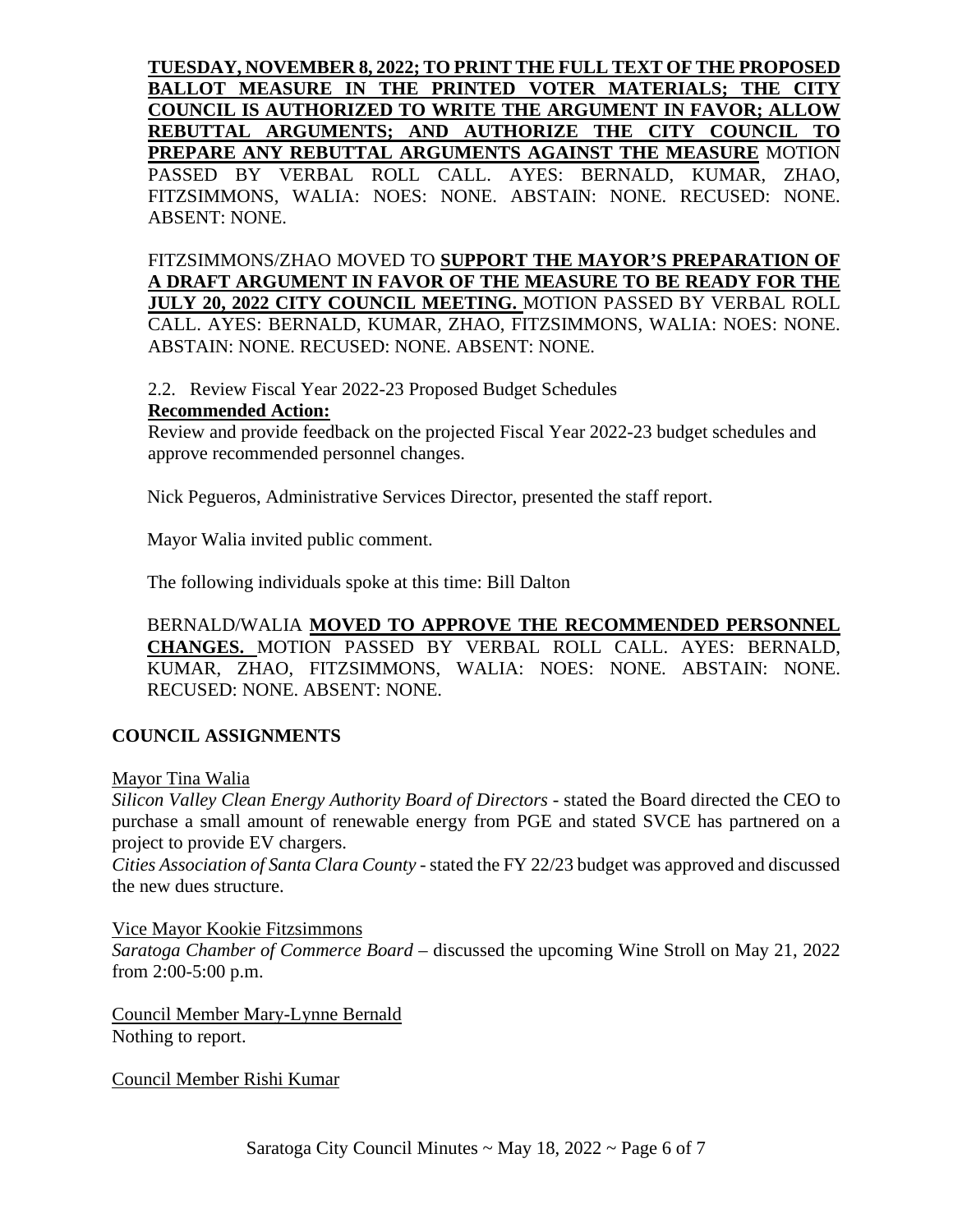**TUESDAY, NOVEMBER 8, 2022; TO PRINT THE FULL TEXT OF THE PROPOSED BALLOT MEASURE IN THE PRINTED VOTER MATERIALS; THE CITY COUNCIL IS AUTHORIZED TO WRITE THE ARGUMENT IN FAVOR; ALLOW REBUTTAL ARGUMENTS; AND AUTHORIZE THE CITY COUNCIL TO PREPARE ANY REBUTTAL ARGUMENTS AGAINST THE MEASURE** MOTION PASSED BY VERBAL ROLL CALL. AYES: BERNALD, KUMAR, ZHAO, FITZSIMMONS, WALIA: NOES: NONE. ABSTAIN: NONE. RECUSED: NONE. ABSENT: NONE.

FITZSIMMONS/ZHAO MOVED TO **SUPPORT THE MAYOR'S PREPARATION OF A DRAFT ARGUMENT IN FAVOR OF THE MEASURE TO BE READY FOR THE JULY 20, 2022 CITY COUNCIL MEETING.** MOTION PASSED BY VERBAL ROLL CALL. AYES: BERNALD, KUMAR, ZHAO, FITZSIMMONS, WALIA: NOES: NONE. ABSTAIN: NONE. RECUSED: NONE. ABSENT: NONE.

2.2. Review Fiscal Year 2022-23 Proposed Budget Schedules

**Recommended Action:**

Review and provide feedback on the projected Fiscal Year 2022-23 budget schedules and approve recommended personnel changes.

Nick Pegueros, Administrative Services Director, presented the staff report.

Mayor Walia invited public comment.

The following individuals spoke at this time: Bill Dalton

BERNALD/WALIA **MOVED TO APPROVE THE RECOMMENDED PERSONNEL CHANGES.** MOTION PASSED BY VERBAL ROLL CALL. AYES: BERNALD, KUMAR, ZHAO, FITZSIMMONS, WALIA: NOES: NONE. ABSTAIN: NONE. RECUSED: NONE. ABSENT: NONE.

## COUNCIL ASSIGNMENTS

Mayor Tina Walia

*Silicon Valley Clean Energy Authority Board of Directors* - stated the Board directed the CEO to purchase a small amount of renewable energy from PGE and stated SVCE has partnered on a project to provide EV chargers.

*Cities Association of Santa Clara County* - stated the FY 22/23 budget was approved and discussed the new dues structure.

Vice Mayor Kookie Fitzsimmons

*Saratoga Chamber of Commerce Board* – discussed the upcoming Wine Stroll on May 21, 2022 from 2:00-5:00 p.m.

Council Member Mary-Lynne Bernald

Nothing to report.

Council Member Rishi Kumar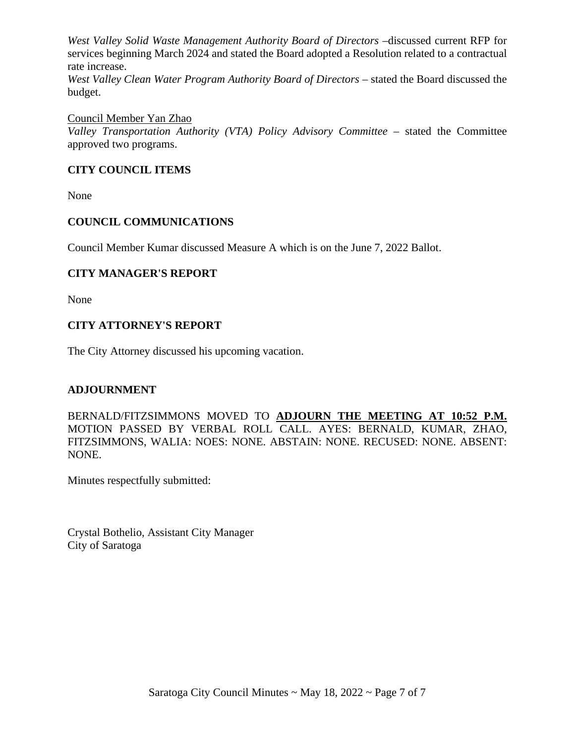*West Valley Solid Waste Management Authority Board of Directors* –discussed current RFP for services beginning March 2024 and stated the Board adopted a Resolution related to a contractual rate increase.
*West Valley Clean Water Program Authority Board of Directors* – stated the Board discussed the budget.

Council Member Yan Zhao
*Valley Transportation Authority (VTA) Policy Advisory Committee* – stated the Committee approved two programs.

**CITY COUNCIL ITEMS**

None

**COUNCIL COMMUNICATIONS**

Council Member Kumar discussed Measure A which is on the June 7, 2022 Ballot.

**CITY MANAGER'S REPORT**

None

**CITY ATTORNEY'S REPORT**

The City Attorney discussed his upcoming vacation.

**ADJOURNMENT**

BERNALD/FITZSIMMONS MOVED TO **ADJOURN THE MEETING AT 10:52 P.M.** MOTION PASSED BY VERBAL ROLL CALL. AYES: BERNALD, KUMAR, ZHAO, FITZSIMMONS, WALIA: NOES: NONE. ABSTAIN: NONE. RECUSED: NONE. ABSENT: NONE.

Minutes respectfully submitted:

Crystal Bothelio, Assistant City Manager
City of Saratoga